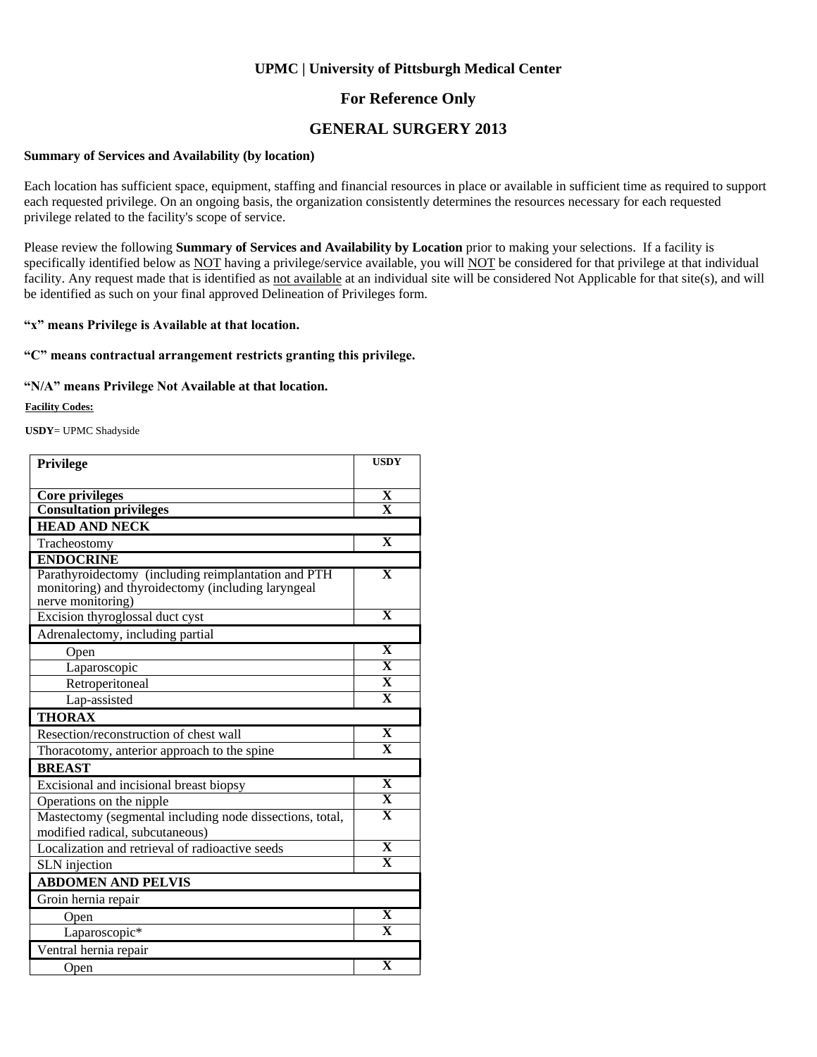**UPMC | University of Pittsburgh Medical Center**

## For Reference Only

## GENERAL SURGERY 2013

**Summary of Services and Availability (by location)**

Each location has sufficient space, equipment, staffing and financial resources in place or available in sufficient time as required to support each requested privilege. On an ongoing basis, the organization consistently determines the resources necessary for each requested privilege related to the facility's scope of service.

Please review the following **Summary of Services and Availability by Location** prior to making your selections. If a facility is specifically identified below as NOT having a privilege/service available, you will NOT be considered for that privilege at that individual facility. Any request made that is identified as not available at an individual site will be considered Not Applicable for that site(s), and will be identified as such on your final approved Delineation of Privileges form.

**"x" means Privilege is Available at that location.**

**"C" means contractual arrangement restricts granting this privilege.**

**"N/A" means Privilege Not Available at that location.**

**Facility Codes:**

**USDY**= UPMC Shadyside

| Privilege | USDY |
|---|---|
| **Core privileges** | X |
| **Consultation privileges** | X |
| **HEAD AND NECK** | |
| Tracheostomy | X |
| **ENDOCRINE** | |
| Parathyroidectomy (including reimplantation and PTH monitoring) and thyroidectomy (including laryngeal nerve monitoring) | X |
| Excision thyroglossal duct cyst | X |
| Adrenalectomy, including partial | |
| Open | X |
| Laparoscopic | X |
| Retroperitoneal | X |
| Lap-assisted | X |
| **THORAX** | |
| Resection/reconstruction of chest wall | X |
| Thoracotomy, anterior approach to the spine | X |
| **BREAST** | |
| Excisional and incisional breast biopsy | X |
| Operations on the nipple | X |
| Mastectomy (segmental including node dissections, total, modified radical, subcutaneous) | X |
| Localization and retrieval of radioactive seeds | X |
| SLN injection | X |
| **ABDOMEN AND PELVIS** | |
| Groin hernia repair | |
| Open | X |
| Laparoscopic* | X |
| Ventral hernia repair | |
| Open | X |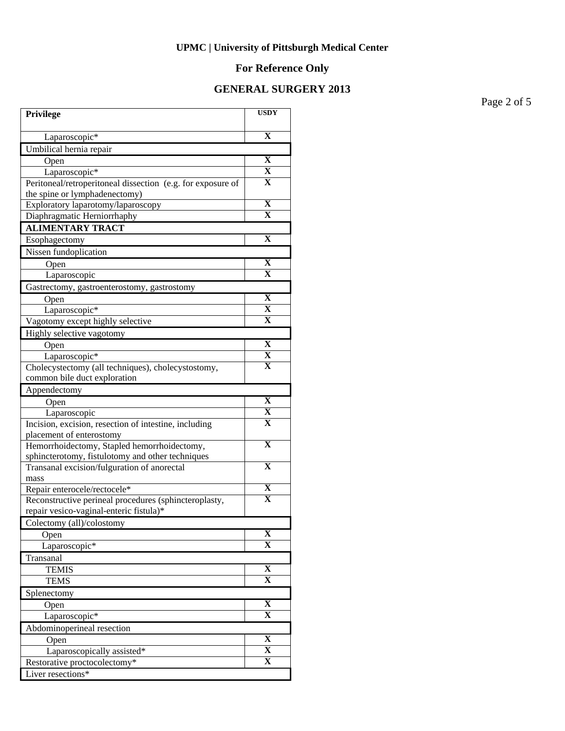**UPMC | University of Pittsburgh Medical Center**

**For Reference Only**

**GENERAL SURGERY 2013**

| Privilege | USDY |
|---|---|
| Laparoscopic* | X |
| Umbilical hernia repair | |
| Open | X |
| Laparoscopic* | X |
| Peritoneal/retroperitoneal dissection (e.g. for exposure of the spine or lymphadenectomy) | X |
| Exploratory laparotomy/laparoscopy | X |
| Diaphragmatic Herniorrhaphy | X |
| **ALIMENTARY TRACT** | |
| Esophagectomy | X |
| Nissen fundoplication | |
| Open | X |
| Laparoscopic | X |
| Gastrectomy, gastroenterostomy, gastrostomy | |
| Open | X |
| Laparoscopic* | X |
| Vagotomy except highly selective | X |
| Highly selective vagotomy | |
| Open | X |
| Laparoscopic* | X |
| Cholecystectomy (all techniques), cholecystostomy, common bile duct exploration | X |
| Appendectomy | |
| Open | X |
| Laparoscopic | X |
| Incision, excision, resection of intestine, including placement of enterostomy | X |
| Hemorrhoidectomy, Stapled hemorrhoidectomy, sphincterotomy, fistulotomy and other techniques | X |
| Transanal excision/fulguration of anorectal mass | X |
| Repair enterocele/rectocele* | X |
| Reconstructive perineal procedures (sphincteroplasty, repair vesico-vaginal-enteric fistula)* | X |
| Colectomy (all)/colostomy | |
| Open | X |
| Laparoscopic* | X |
| Transanal | |
| TEMIS | X |
| TEMS | X |
| Splenectomy | |
| Open | X |
| Laparoscopic* | X |
| Abdominoperineal resection | |
| Open | X |
| Laparoscopically assisted* | X |
| Restorative proctocolectomy* | X |
| Liver resections* | |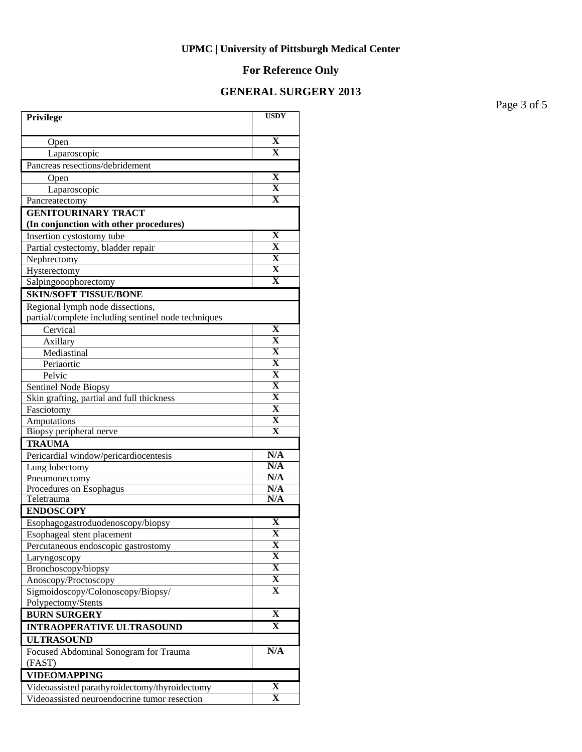**UPMC | University of Pittsburgh Medical Center**

**For Reference Only**

**GENERAL SURGERY 2013**

| Privilege | USDY |
|---|---|
| Open | X |
| Laparoscopic | X |
| Pancreas resections/debridement | |
| Open | X |
| Laparoscopic | X |
| Pancreatectomy | X |
| **GENITOURINARY TRACT (In conjunction with other procedures)** | |
| Insertion cystostomy tube | X |
| Partial cystectomy, bladder repair | X |
| Nephrectomy | X |
| Hysterectomy | X |
| Salpingooophorectomy | X |
| **SKIN/SOFT TISSUE/BONE** | |
| Regional lymph node dissections, partial/complete including sentinel node techniques | |
| Cervical | X |
| Axillary | X |
| Mediastinal | X |
| Periaortic | X |
| Pelvic | X |
| Sentinel Node Biopsy | X |
| Skin grafting, partial and full thickness | X |
| Fasciotomy | X |
| Amputations | X |
| Biopsy peripheral nerve | X |
| **TRAUMA** | |
| Pericardial window/pericardiocentesis | N/A |
| Lung lobectomy | N/A |
| Pneumonectomy | N/A |
| Procedures on Esophagus | N/A |
| Teletrauma | N/A |
| **ENDOSCOPY** | |
| Esophagogastroduodenoscopy/biopsy | X |
| Esophageal stent placement | X |
| Percutaneous endoscopic gastrostomy | X |
| Laryngoscopy | X |
| Bronchoscopy/biopsy | X |
| Anoscopy/Proctoscopy | X |
| Sigmoidoscopy/Colonoscopy/Biopsy/ Polypectomy/Stents | X |
| **BURN SURGERY** | X |
| **INTRAOPERATIVE ULTRASOUND** | X |
| **ULTRASOUND** | |
| Focused Abdominal Sonogram for Trauma (FAST) | N/A |
| **VIDEOMAPPING** | |
| Videoassisted parathyroidectomy/thyroidectomy | X |
| Videoassisted neuroendocrine tumor resection | X |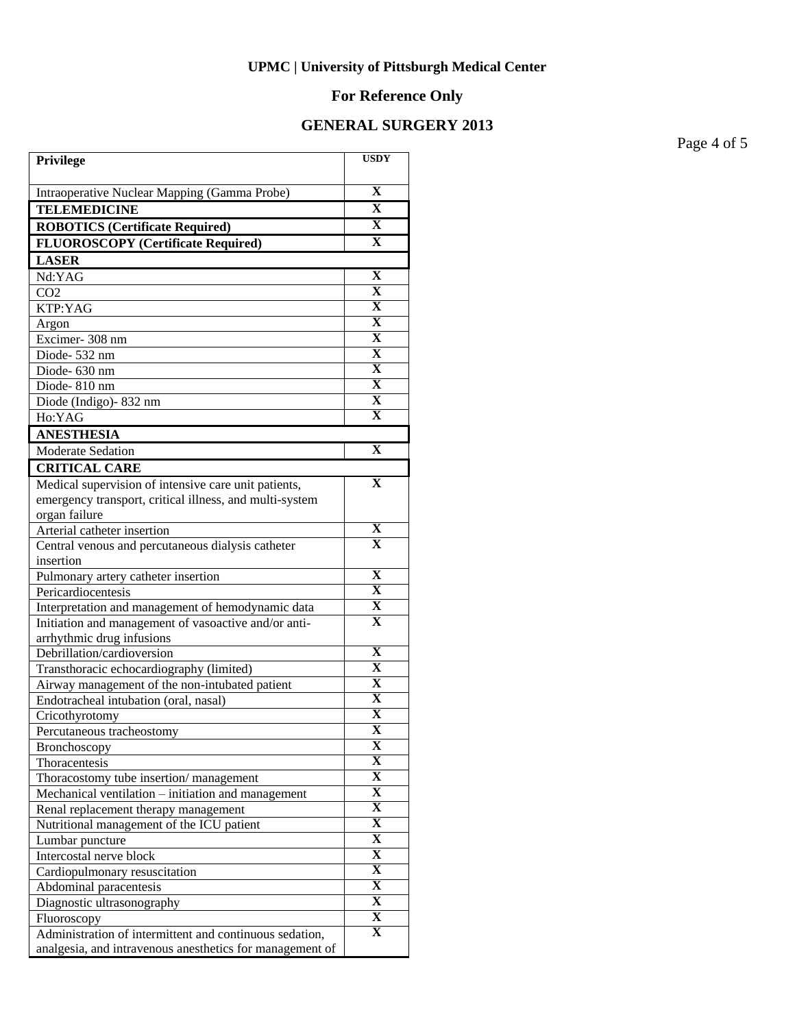**UPMC | University of Pittsburgh Medical Center**

**For Reference Only**

**GENERAL SURGERY 2013**

| **Privilege** | **USDY** |
|---|---|
| Intraoperative Nuclear Mapping (Gamma Probe) | **X** |
| **TELEMEDICINE** | **X** |
| **ROBOTICS (Certificate Required)** | **X** |
| **FLUOROSCOPY (Certificate Required)** | **X** |
| **LASER** | |
| Nd:YAG | **X** |
| CO2 | **X** |
| KTP:YAG | **X** |
| Argon | **X** |
| Excimer- 308 nm | **X** |
| Diode- 532 nm | **X** |
| Diode- 630 nm | **X** |
| Diode- 810 nm | **X** |
| Diode (Indigo)- 832 nm | **X** |
| Ho:YAG | **X** |
| **ANESTHESIA** | |
| Moderate Sedation | **X** |
| **CRITICAL CARE** | |
| Medical supervision of intensive care unit patients, emergency transport, critical illness, and multi-system organ failure | **X** |
| Arterial catheter insertion | **X** |
| Central venous and percutaneous dialysis catheter insertion | **X** |
| Pulmonary artery catheter insertion | **X** |
| Pericardiocentesis | **X** |
| Interpretation and management of hemodynamic data | **X** |
| Initiation and management of vasoactive and/or anti-arrhythmic drug infusions | **X** |
| Debrillation/cardioversion | **X** |
| Transthoracic echocardiography (limited) | **X** |
| Airway management of the non-intubated patient | **X** |
| Endotracheal intubation (oral, nasal) | **X** |
| Cricothyrotomy | **X** |
| Percutaneous tracheostomy | **X** |
| Bronchoscopy | **X** |
| Thoracentesis | **X** |
| Thoracostomy tube insertion/ management | **X** |
| Mechanical ventilation – initiation and management | **X** |
| Renal replacement therapy management | **X** |
| Nutritional management of the ICU patient | **X** |
| Lumbar puncture | **X** |
| Intercostal nerve block | **X** |
| Cardiopulmonary resuscitation | **X** |
| Abdominal paracentesis | **X** |
| Diagnostic ultrasonography | **X** |
| Fluoroscopy | **X** |
| Administration of intermittent and continuous sedation, analgesia, and intravenous anesthetics for management of | **X** |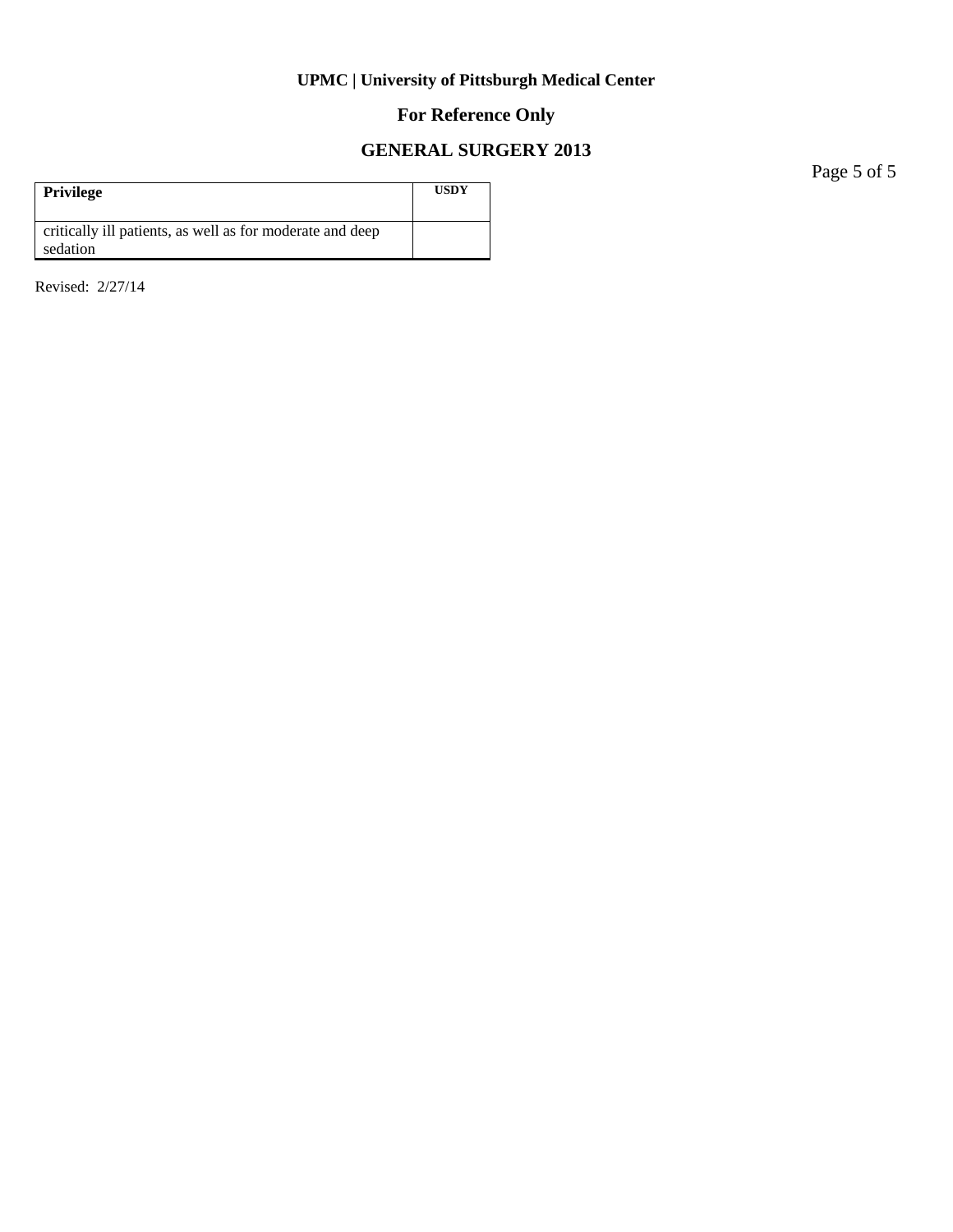| Privilege | USDY |
|---|---|
| critically ill patients, as well as for moderate and deep sedation | |

Revised: 2/27/14